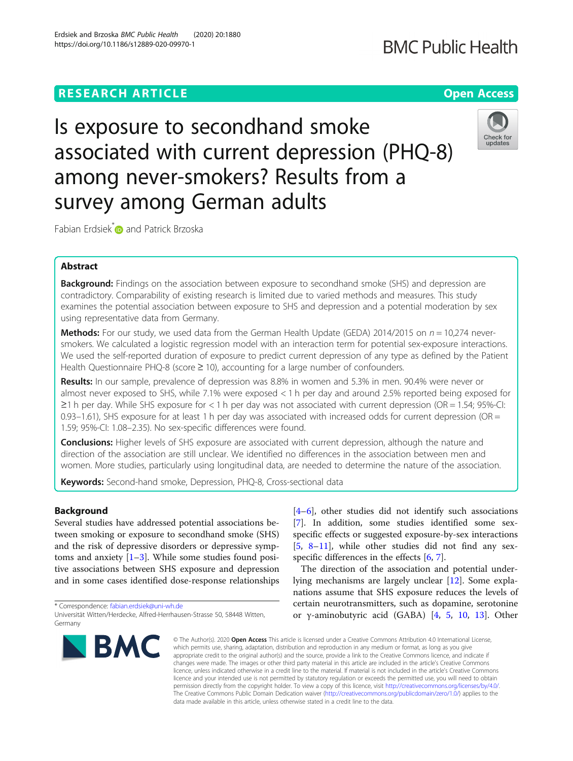RESEARCH ARTICLE

Open Access

# Is exposure to secondhand smoke associated with current depression (PHQ-8) among never-smokers? Results from a survey among German adults

Fabian Erdsiek* and Patrick Brzoska

## Abstract

**Background:** Findings on the association between exposure to secondhand smoke (SHS) and depression are contradictory. Comparability of existing research is limited due to varied methods and measures. This study examines the potential association between exposure to SHS and depression and a potential moderation by sex using representative data from Germany.

**Methods:** For our study, we used data from the German Health Update (GEDA) 2014/2015 on $n = 10,274$ never-smokers. We calculated a logistic regression model with an interaction term for potential sex-exposure interactions. We used the self-reported duration of exposure to predict current depression of any type as defined by the Patient Health Questionnaire PHQ-8 (score ≥ 10), accounting for a large number of confounders.

**Results:** In our sample, prevalence of depression was 8.8% in women and 5.3% in men. 90.4% were never or almost never exposed to SHS, while 7.1% were exposed < 1 h per day and around 2.5% reported being exposed for ≥1 h per day. While SHS exposure for < 1 h per day was not associated with current depression (OR = 1.54; 95%-CI: 0.93–1.61), SHS exposure for at least 1 h per day was associated with increased odds for current depression (OR = 1.59; 95%-CI: 1.08–2.35). No sex-specific differences were found.

**Conclusions:** Higher levels of SHS exposure are associated with current depression, although the nature and direction of the association are still unclear. We identified no differences in the association between men and women. More studies, particularly using longitudinal data, are needed to determine the nature of the association.

**Keywords:** Second-hand smoke, Depression, PHQ-8, Cross-sectional data

## Background

Several studies have addressed potential associations between smoking or exposure to secondhand smoke (SHS) and the risk of depressive disorders or depressive symptoms and anxiety [1–3]. While some studies found positive associations between SHS exposure and depression and in some cases identified dose-response relationships [4–6], other studies did not identify such associations [7]. In addition, some studies identified some sex-specific effects or suggested exposure-by-sex interactions [5, 8–11], while other studies did not find any sex-specific differences in the effects [6, 7].

The direction of the association and potential underlying mechanisms are largely unclear [12]. Some explanations assume that SHS exposure reduces the levels of certain neurotransmitters, such as dopamine, serotonine or γ-aminobutyric acid (GABA) [4, 5, 10, 13]. Other

* Correspondence: fabian.erdsiek@uni-wh.de
Universität Witten/Herdecke, Alfred-Herrhausen-Strasse 50, 58448 Witten, Germany

© The Author(s). 2020 **Open Access** This article is licensed under a Creative Commons Attribution 4.0 International License, which permits use, sharing, adaptation, distribution and reproduction in any medium or format, as long as you give appropriate credit to the original author(s) and the source, provide a link to the Creative Commons licence, and indicate if changes were made. The images or other third party material in this article are included in the article's Creative Commons licence, unless indicated otherwise in a credit line to the material. If material is not included in the article's Creative Commons licence and your intended use is not permitted by statutory regulation or exceeds the permitted use, you will need to obtain permission directly from the copyright holder. To view a copy of this licence, visit http://creativecommons.org/licenses/by/4.0/. The Creative Commons Public Domain Dedication waiver (http://creativecommons.org/publicdomain/zero/1.0/) applies to the data made available in this article, unless otherwise stated in a credit line to the data.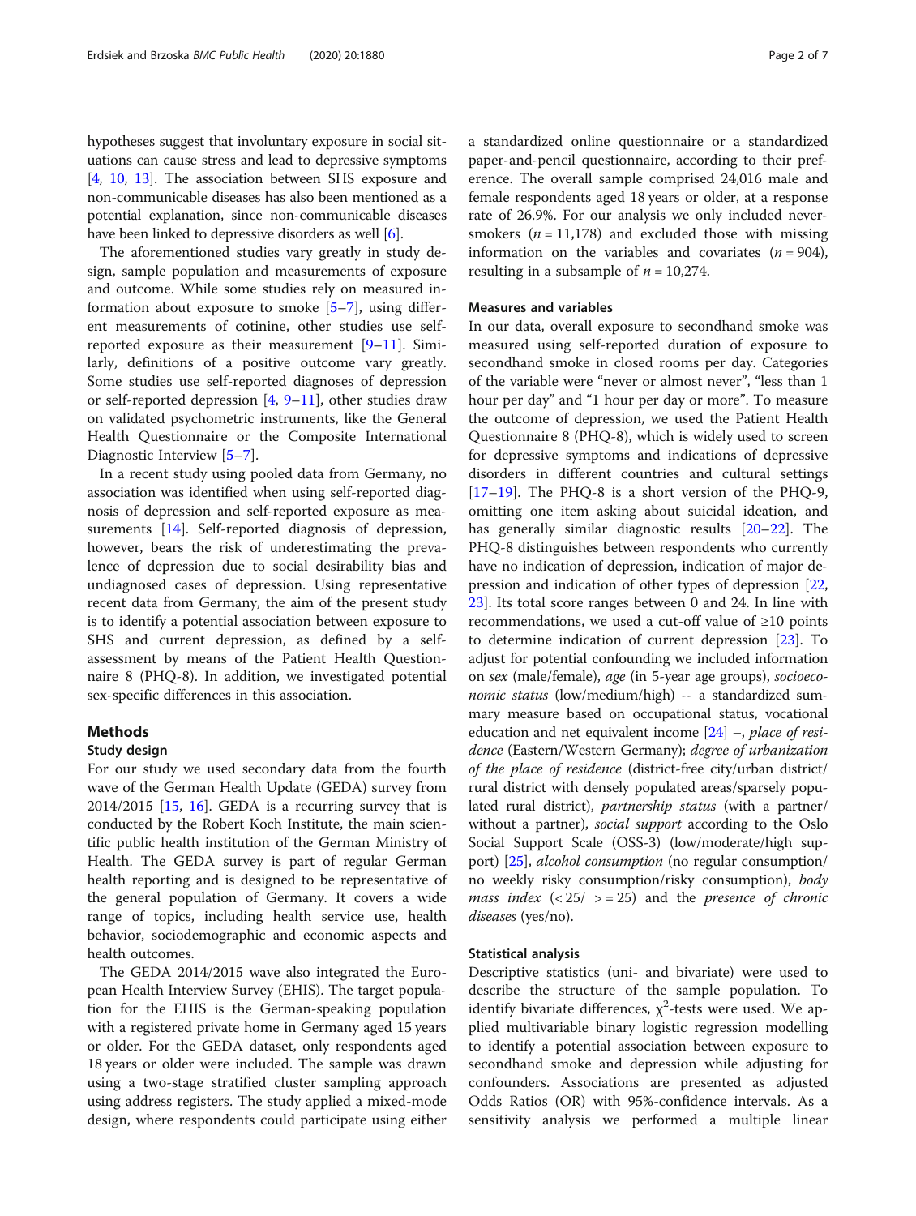hypotheses suggest that involuntary exposure in social situations can cause stress and lead to depressive symptoms [4, 10, 13]. The association between SHS exposure and non-communicable diseases has also been mentioned as a potential explanation, since non-communicable diseases have been linked to depressive disorders as well [6].

The aforementioned studies vary greatly in study design, sample population and measurements of exposure and outcome. While some studies rely on measured information about exposure to smoke [5–7], using different measurements of cotinine, other studies use self-reported exposure as their measurement [9–11]. Similarly, definitions of a positive outcome vary greatly. Some studies use self-reported diagnoses of depression or self-reported depression [4, 9–11], other studies draw on validated psychometric instruments, like the General Health Questionnaire or the Composite International Diagnostic Interview [5–7].

In a recent study using pooled data from Germany, no association was identified when using self-reported diagnosis of depression and self-reported exposure as measurements [14]. Self-reported diagnosis of depression, however, bears the risk of underestimating the prevalence of depression due to social desirability bias and undiagnosed cases of depression. Using representative recent data from Germany, the aim of the present study is to identify a potential association between exposure to SHS and current depression, as defined by a self-assessment by means of the Patient Health Questionnaire 8 (PHQ-8). In addition, we investigated potential sex-specific differences in this association.

## Methods

### Study design

For our study we used secondary data from the fourth wave of the German Health Update (GEDA) survey from 2014/2015 [15, 16]. GEDA is a recurring survey that is conducted by the Robert Koch Institute, the main scientific public health institution of the German Ministry of Health. The GEDA survey is part of regular German health reporting and is designed to be representative of the general population of Germany. It covers a wide range of topics, including health service use, health behavior, sociodemographic and economic aspects and health outcomes.

The GEDA 2014/2015 wave also integrated the European Health Interview Survey (EHIS). The target population for the EHIS is the German-speaking population with a registered private home in Germany aged 15 years or older. For the GEDA dataset, only respondents aged 18 years or older were included. The sample was drawn using a two-stage stratified cluster sampling approach using address registers. The study applied a mixed-mode design, where respondents could participate using either a standardized online questionnaire or a standardized paper-and-pencil questionnaire, according to their preference. The overall sample comprised 24,016 male and female respondents aged 18 years or older, at a response rate of 26.9%. For our analysis we only included never-smokers ($n = 11,178$) and excluded those with missing information on the variables and covariates ($n = 904$), resulting in a subsample of $n = 10,274$.

### Measures and variables

In our data, overall exposure to secondhand smoke was measured using self-reported duration of exposure to secondhand smoke in closed rooms per day. Categories of the variable were "never or almost never", "less than 1 hour per day" and "1 hour per day or more". To measure the outcome of depression, we used the Patient Health Questionnaire 8 (PHQ-8), which is widely used to screen for depressive symptoms and indications of depressive disorders in different countries and cultural settings [17–19]. The PHQ-8 is a short version of the PHQ-9, omitting one item asking about suicidal ideation, and has generally similar diagnostic results [20–22]. The PHQ-8 distinguishes between respondents who currently have no indication of depression, indication of major depression and indication of other types of depression [22, 23]. Its total score ranges between 0 and 24. In line with recommendations, we used a cut-off value of ≥10 points to determine indication of current depression [23]. To adjust for potential confounding we included information on *sex* (male/female), *age* (in 5-year age groups), *socioeconomic status* (low/medium/high) -- a standardized summary measure based on occupational status, vocational education and net equivalent income [24] –, *place of residence* (Eastern/Western Germany); *degree of urbanization of the place of residence* (district-free city/urban district/rural district with densely populated areas/sparsely populated rural district), *partnership status* (with a partner/without a partner), *social support* according to the Oslo Social Support Scale (OSS-3) (low/moderate/high support) [25], *alcohol consumption* (no regular consumption/no weekly risky consumption/risky consumption), *body mass index* (< 25/ > = 25) and the *presence of chronic diseases* (yes/no).

### Statistical analysis

Descriptive statistics (uni- and bivariate) were used to describe the structure of the sample population. To identify bivariate differences, $\chi^2$-tests were used. We applied multivariable binary logistic regression modelling to identify a potential association between exposure to secondhand smoke and depression while adjusting for confounders. Associations are presented as adjusted Odds Ratios (OR) with 95%-confidence intervals. As a sensitivity analysis we performed a multiple linear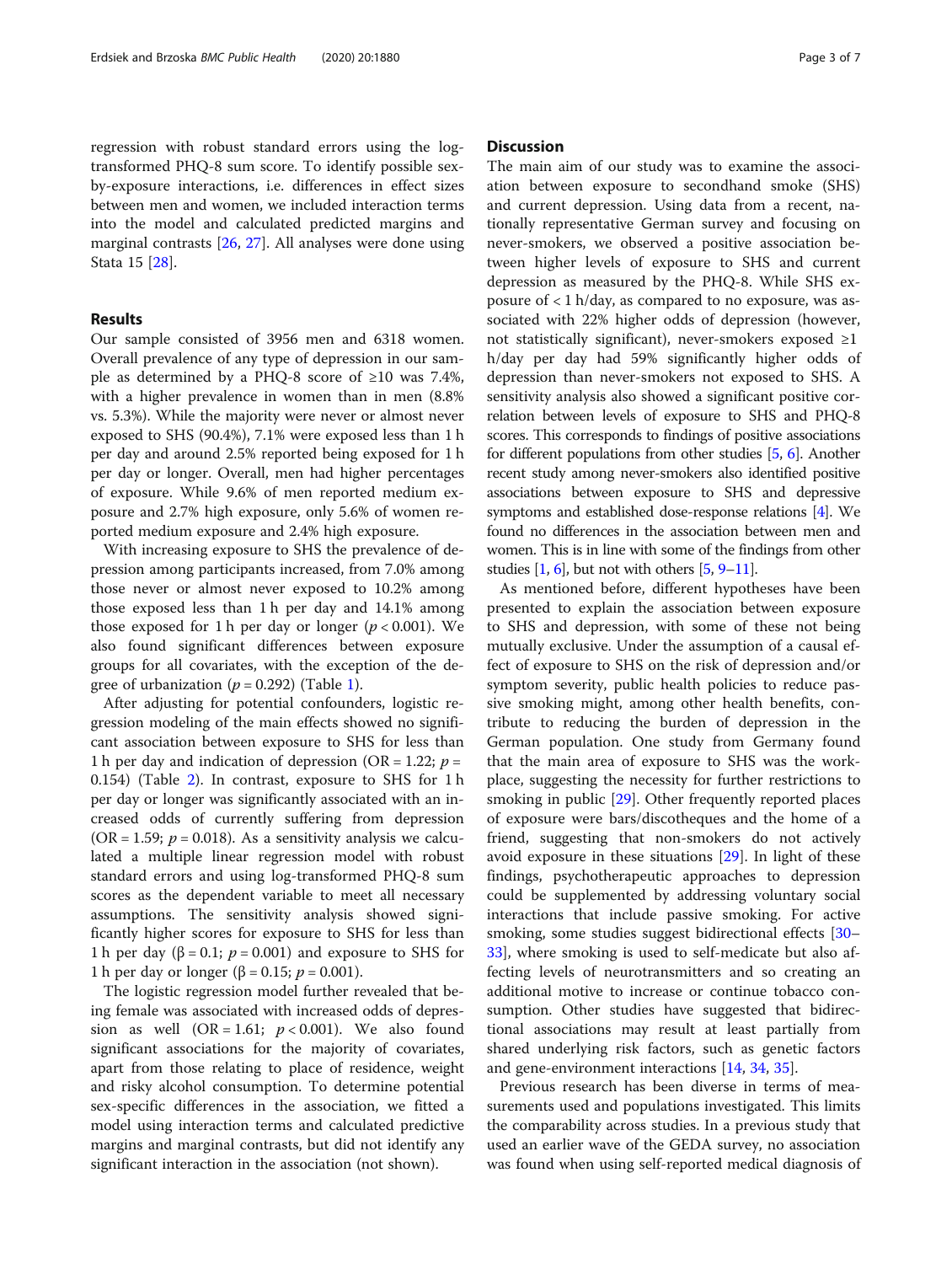regression with robust standard errors using the log-transformed PHQ-8 sum score. To identify possible sex-by-exposure interactions, i.e. differences in effect sizes between men and women, we included interaction terms into the model and calculated predicted margins and marginal contrasts [26, 27]. All analyses were done using Stata 15 [28].

## Results

Our sample consisted of 3956 men and 6318 women. Overall prevalence of any type of depression in our sample as determined by a PHQ-8 score of ≥10 was 7.4%, with a higher prevalence in women than in men (8.8% vs. 5.3%). While the majority were never or almost never exposed to SHS (90.4%), 7.1% were exposed less than 1 h per day and around 2.5% reported being exposed for 1 h per day or longer. Overall, men had higher percentages of exposure. While 9.6% of men reported medium exposure and 2.7% high exposure, only 5.6% of women reported medium exposure and 2.4% high exposure.

With increasing exposure to SHS the prevalence of depression among participants increased, from 7.0% among those never or almost never exposed to 10.2% among those exposed less than 1 h per day and 14.1% among those exposed for 1 h per day or longer ($p < 0.001$). We also found significant differences between exposure groups for all covariates, with the exception of the degree of urbanization ($p = 0.292$) (Table 1).

After adjusting for potential confounders, logistic regression modeling of the main effects showed no significant association between exposure to SHS for less than 1 h per day and indication of depression (OR = 1.22; $p = 0.154$) (Table 2). In contrast, exposure to SHS for 1 h per day or longer was significantly associated with an increased odds of currently suffering from depression (OR = 1.59; $p = 0.018$). As a sensitivity analysis we calculated a multiple linear regression model with robust standard errors and using log-transformed PHQ-8 sum scores as the dependent variable to meet all necessary assumptions. The sensitivity analysis showed significantly higher scores for exposure to SHS for less than 1 h per day ($\beta = 0.1$; $p = 0.001$) and exposure to SHS for 1 h per day or longer ($\beta = 0.15$; $p = 0.001$).

The logistic regression model further revealed that being female was associated with increased odds of depression as well (OR = 1.61; $p < 0.001$). We also found significant associations for the majority of covariates, apart from those relating to place of residence, weight and risky alcohol consumption. To determine potential sex-specific differences in the association, we fitted a model using interaction terms and calculated predictive margins and marginal contrasts, but did not identify any significant interaction in the association (not shown).

## Discussion

The main aim of our study was to examine the association between exposure to secondhand smoke (SHS) and current depression. Using data from a recent, nationally representative German survey and focusing on never-smokers, we observed a positive association between higher levels of exposure to SHS and current depression as measured by the PHQ-8. While SHS exposure of < 1 h/day, as compared to no exposure, was associated with 22% higher odds of depression (however, not statistically significant), never-smokers exposed ≥1 h/day per day had 59% significantly higher odds of depression than never-smokers not exposed to SHS. A sensitivity analysis also showed a significant positive correlation between levels of exposure to SHS and PHQ-8 scores. This corresponds to findings of positive associations for different populations from other studies [5, 6]. Another recent study among never-smokers also identified positive associations between exposure to SHS and depressive symptoms and established dose-response relations [4]. We found no differences in the association between men and women. This is in line with some of the findings from other studies [1, 6], but not with others [5, 9–11].

As mentioned before, different hypotheses have been presented to explain the association between exposure to SHS and depression, with some of these not being mutually exclusive. Under the assumption of a causal effect of exposure to SHS on the risk of depression and/or symptom severity, public health policies to reduce passive smoking might, among other health benefits, contribute to reducing the burden of depression in the German population. One study from Germany found that the main area of exposure to SHS was the workplace, suggesting the necessity for further restrictions to smoking in public [29]. Other frequently reported places of exposure were bars/discotheques and the home of a friend, suggesting that non-smokers do not actively avoid exposure in these situations [29]. In light of these findings, psychotherapeutic approaches to depression could be supplemented by addressing voluntary social interactions that include passive smoking. For active smoking, some studies suggest bidirectional effects [30–33], where smoking is used to self-medicate but also affecting levels of neurotransmitters and so creating an additional motive to increase or continue tobacco consumption. Other studies have suggested that bidirectional associations may result at least partially from shared underlying risk factors, such as genetic factors and gene-environment interactions [14, 34, 35].

Previous research has been diverse in terms of measurements used and populations investigated. This limits the comparability across studies. In a previous study that used an earlier wave of the GEDA survey, no association was found when using self-reported medical diagnosis of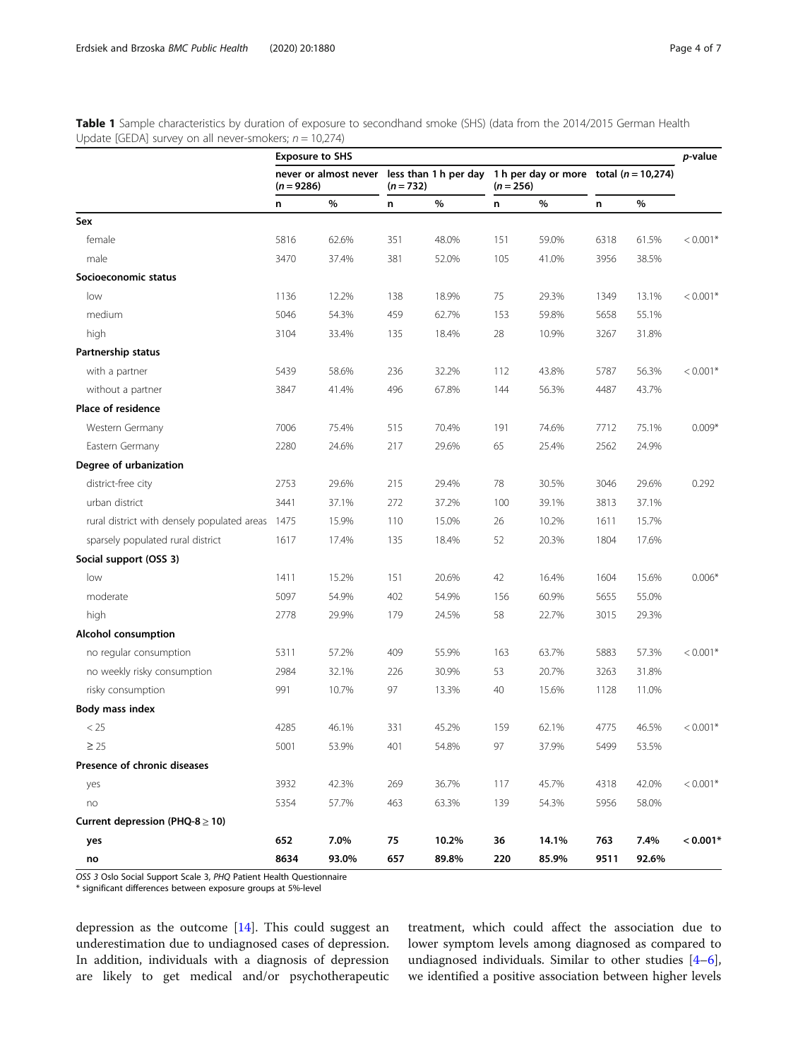**Table 1** Sample characteristics by duration of exposure to secondhand smoke (SHS) (data from the 2014/2015 German Health Update [GEDA] survey on all never-smokers; $n = 10,274$)

| | Exposure to SHS | | | | | | | | *p*-value |
|---|---|---|---|---|---|---|---|---|---|
| | never or almost never ($n = 9286$) | | less than 1 h per day ($n = 732$) | | 1 h per day or more ($n = 256$) | | total ($n = 10,274$) | | |
| | n | % | n | % | n | % | n | % | |
| **Sex** | | | | | | | | | |
| female | 5816 | 62.6% | 351 | 48.0% | 151 | 59.0% | 6318 | 61.5% | < 0.001* |
| male | 3470 | 37.4% | 381 | 52.0% | 105 | 41.0% | 3956 | 38.5% | |
| **Socioeconomic status** | | | | | | | | | |
| low | 1136 | 12.2% | 138 | 18.9% | 75 | 29.3% | 1349 | 13.1% | < 0.001* |
| medium | 5046 | 54.3% | 459 | 62.7% | 153 | 59.8% | 5658 | 55.1% | |
| high | 3104 | 33.4% | 135 | 18.4% | 28 | 10.9% | 3267 | 31.8% | |
| **Partnership status** | | | | | | | | | |
| with a partner | 5439 | 58.6% | 236 | 32.2% | 112 | 43.8% | 5787 | 56.3% | < 0.001* |
| without a partner | 3847 | 41.4% | 496 | 67.8% | 144 | 56.3% | 4487 | 43.7% | |
| **Place of residence** | | | | | | | | | |
| Western Germany | 7006 | 75.4% | 515 | 70.4% | 191 | 74.6% | 7712 | 75.1% | 0.009* |
| Eastern Germany | 2280 | 24.6% | 217 | 29.6% | 65 | 25.4% | 2562 | 24.9% | |
| **Degree of urbanization** | | | | | | | | | |
| district-free city | 2753 | 29.6% | 215 | 29.4% | 78 | 30.5% | 3046 | 29.6% | 0.292 |
| urban district | 3441 | 37.1% | 272 | 37.2% | 100 | 39.1% | 3813 | 37.1% | |
| rural district with densely populated areas | 1475 | 15.9% | 110 | 15.0% | 26 | 10.2% | 1611 | 15.7% | |
| sparsely populated rural district | 1617 | 17.4% | 135 | 18.4% | 52 | 20.3% | 1804 | 17.6% | |
| **Social support (OSS 3)** | | | | | | | | | |
| low | 1411 | 15.2% | 151 | 20.6% | 42 | 16.4% | 1604 | 15.6% | 0.006* |
| moderate | 5097 | 54.9% | 402 | 54.9% | 156 | 60.9% | 5655 | 55.0% | |
| high | 2778 | 29.9% | 179 | 24.5% | 58 | 22.7% | 3015 | 29.3% | |
| **Alcohol consumption** | | | | | | | | | |
| no regular consumption | 5311 | 57.2% | 409 | 55.9% | 163 | 63.7% | 5883 | 57.3% | < 0.001* |
| no weekly risky consumption | 2984 | 32.1% | 226 | 30.9% | 53 | 20.7% | 3263 | 31.8% | |
| risky consumption | 991 | 10.7% | 97 | 13.3% | 40 | 15.6% | 1128 | 11.0% | |
| **Body mass index** | | | | | | | | | |
| < 25 | 4285 | 46.1% | 331 | 45.2% | 159 | 62.1% | 4775 | 46.5% | < 0.001* |
| ≥ 25 | 5001 | 53.9% | 401 | 54.8% | 97 | 37.9% | 5499 | 53.5% | |
| **Presence of chronic diseases** | | | | | | | | | |
| yes | 3932 | 42.3% | 269 | 36.7% | 117 | 45.7% | 4318 | 42.0% | < 0.001* |
| no | 5354 | 57.7% | 463 | 63.3% | 139 | 54.3% | 5956 | 58.0% | |
| **Current depression (PHQ-8 ≥ 10)** | | | | | | | | | |
| **yes** | **652** | **7.0%** | **75** | **10.2%** | **36** | **14.1%** | **763** | **7.4%** | **< 0.001*** |
| **no** | **8634** | **93.0%** | **657** | **89.8%** | **220** | **85.9%** | **9511** | **92.6%** | |

*OSS 3* Oslo Social Support Scale 3, *PHQ* Patient Health Questionnaire
\* significant differences between exposure groups at 5%-level

depression as the outcome [14]. This could suggest an underestimation due to undiagnosed cases of depression. In addition, individuals with a diagnosis of depression are likely to get medical and/or psychotherapeutic treatment, which could affect the association due to lower symptom levels among diagnosed as compared to undiagnosed individuals. Similar to other studies [4–6], we identified a positive association between higher levels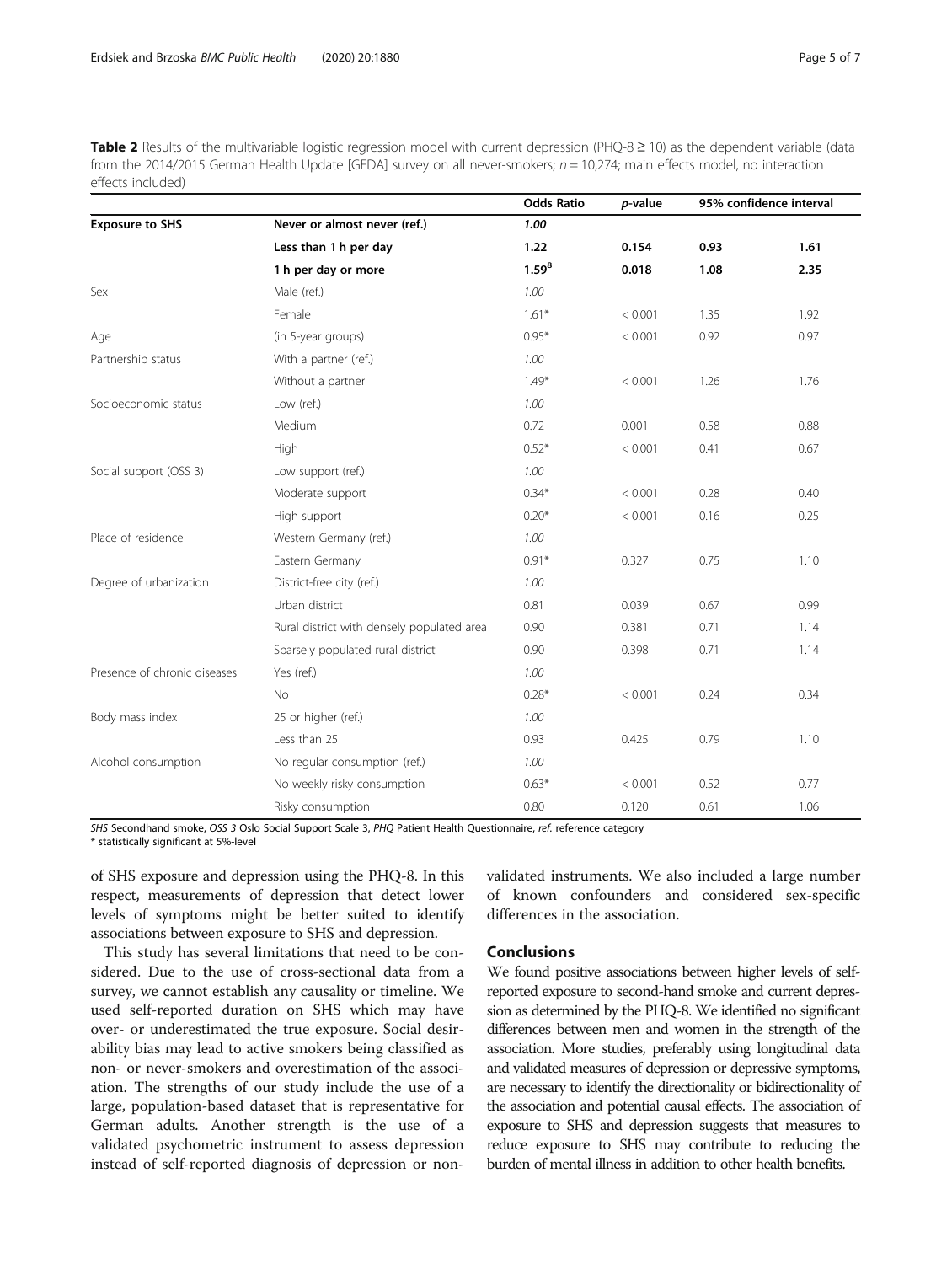**Table 2** Results of the multivariable logistic regression model with current depression (PHQ-8 ≥ 10) as the dependent variable (data from the 2014/2015 German Health Update [GEDA] survey on all never-smokers; $n = 10{,}274$; main effects model, no interaction effects included)

| | | Odds Ratio | *p*-value | 95% confidence interval | |
|---|---|---|---|---|---|
| **Exposure to SHS** | **Never or almost never (ref.)** | ***1.00*** | | | |
| | **Less than 1 h per day** | **1.22** | **0.154** | **0.93** | **1.61** |
| | **1 h per day or more** | **1.59[a]** | **0.018** | **1.08** | **2.35** |
| Sex | Male (ref.) | *1.00* | | | |
| | Female | 1.61* | < 0.001 | 1.35 | 1.92 |
| Age | (in 5-year groups) | 0.95* | < 0.001 | 0.92 | 0.97 |
| Partnership status | With a partner (ref.) | *1.00* | | | |
| | Without a partner | 1.49* | < 0.001 | 1.26 | 1.76 |
| Socioeconomic status | Low (ref.) | *1.00* | | | |
| | Medium | 0.72 | 0.001 | 0.58 | 0.88 |
| | High | 0.52* | < 0.001 | 0.41 | 0.67 |
| Social support (OSS 3) | Low support (ref.) | *1.00* | | | |
| | Moderate support | 0.34* | < 0.001 | 0.28 | 0.40 |
| | High support | 0.20* | < 0.001 | 0.16 | 0.25 |
| Place of residence | Western Germany (ref.) | *1.00* | | | |
| | Eastern Germany | 0.91* | 0.327 | 0.75 | 1.10 |
| Degree of urbanization | District-free city (ref.) | *1.00* | | | |
| | Urban district | 0.81 | 0.039 | 0.67 | 0.99 |
| | Rural district with densely populated area | 0.90 | 0.381 | 0.71 | 1.14 |
| | Sparsely populated rural district | 0.90 | 0.398 | 0.71 | 1.14 |
| Presence of chronic diseases | Yes (ref.) | *1.00* | | | |
| | No | 0.28* | < 0.001 | 0.24 | 0.34 |
| Body mass index | 25 or higher (ref.) | *1.00* | | | |
| | Less than 25 | 0.93 | 0.425 | 0.79 | 1.10 |
| Alcohol consumption | No regular consumption (ref.) | *1.00* | | | |
| | No weekly risky consumption | 0.63* | < 0.001 | 0.52 | 0.77 |
| | Risky consumption | 0.80 | 0.120 | 0.61 | 1.06 |

*SHS* Secondhand smoke, *OSS 3* Oslo Social Support Scale 3, *PHQ* Patient Health Questionnaire, *ref.* reference category
\* statistically significant at 5%-level

of SHS exposure and depression using the PHQ-8. In this respect, measurements of depression that detect lower levels of symptoms might be better suited to identify associations between exposure to SHS and depression.

This study has several limitations that need to be considered. Due to the use of cross-sectional data from a survey, we cannot establish any causality or timeline. We used self-reported duration on SHS which may have over- or underestimated the true exposure. Social desirability bias may lead to active smokers being classified as non- or never-smokers and overestimation of the association. The strengths of our study include the use of a large, population-based dataset that is representative for German adults. Another strength is the use of a validated psychometric instrument to assess depression instead of self-reported diagnosis of depression or non-validated instruments. We also included a large number of known confounders and considered sex-specific differences in the association.

## Conclusions

We found positive associations between higher levels of self-reported exposure to second-hand smoke and current depression as determined by the PHQ-8. We identified no significant differences between men and women in the strength of the association. More studies, preferably using longitudinal data and validated measures of depression or depressive symptoms, are necessary to identify the directionality or bidirectionality of the association and potential causal effects. The association of exposure to SHS and depression suggests that measures to reduce exposure to SHS may contribute to reducing the burden of mental illness in addition to other health benefits.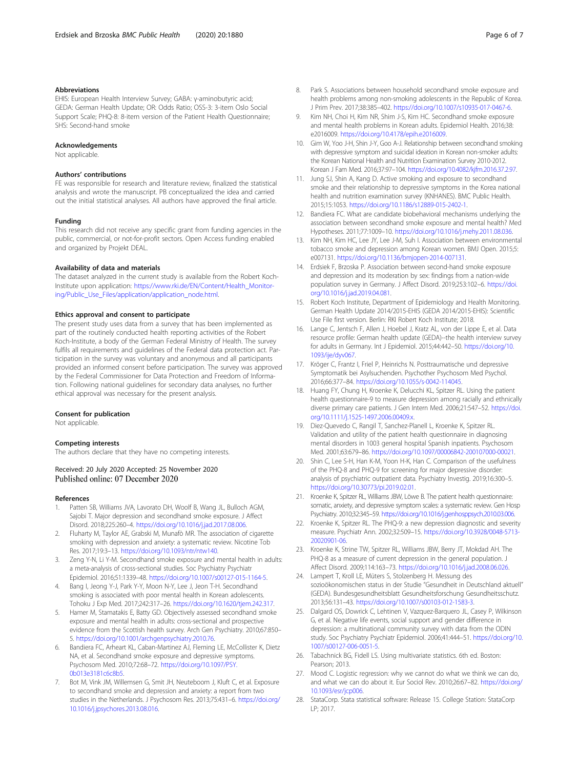### Abbreviations

EHIS: European Health Interview Survey; GABA: γ-aminobutyric acid; GEDA: German Health Update; OR: Odds Ratio; OSS-3: 3-item Oslo Social Support Scale; PHQ-8: 8-item version of the Patient Health Questionnaire; SHS: Second-hand smoke

### Acknowledgements

Not applicable.

### Authors' contributions

FE was responsible for research and literature review, finalized the statistical analysis and wrote the manuscript. PB conceptualized the idea and carried out the initial statistical analyses. All authors have approved the final article.

### Funding

This research did not receive any specific grant from funding agencies in the public, commercial, or not-for-profit sectors. Open Access funding enabled and organized by Projekt DEAL.

### Availability of data and materials

The dataset analyzed in the current study is available from the Robert Koch-Institute upon application: https://www.rki.de/EN/Content/Health_Monitoring/Public_Use_Files/application/application_node.html.

### Ethics approval and consent to participate

The present study uses data from a survey that has been implemented as part of the routinely conducted health reporting activities of the Robert Koch-Institute, a body of the German Federal Ministry of Health. The survey fulfils all requirements and guidelines of the Federal data protection act. Participation in the survey was voluntary and anonymous and all participants provided an informed consent before participation. The survey was approved by the Federal Commissioner for Data Protection and Freedom of Information. Following national guidelines for secondary data analyses, no further ethical approval was necessary for the present analysis.

### Consent for publication

Not applicable.

### Competing interests

The authors declare that they have no competing interests.

Received: 20 July 2020 Accepted: 25 November 2020
Published online: 07 December 2020

### References

1. Patten SB, Williams JVA, Lavorato DH, Woolf B, Wang JL, Bulloch AGM, Sajobi T. Major depression and secondhand smoke exposure. J Affect Disord. 2018;225:260–4. https://doi.org/10.1016/j.jad.2017.08.006.
2. Fluharty M, Taylor AE, Grabski M, Munafò MR. The association of cigarette smoking with depression and anxiety: a systematic review. Nicotine Tob Res. 2017;19:3–13. https://doi.org/10.1093/ntr/ntw140.
3. Zeng Y-N, Li Y-M. Secondhand smoke exposure and mental health in adults: a meta-analysis of cross-sectional studies. Soc Psychiatry Psychiatr Epidemiol. 2016;51:1339–48. https://doi.org/10.1007/s00127-015-1164-5.
4. Bang I, Jeong Y-J, Park Y-Y, Moon N-Y, Lee J, Jeon T-H. Secondhand smoking is associated with poor mental health in Korean adolescents. Tohoku J Exp Med. 2017;242:317–26. https://doi.org/10.1620/tjem.242.317.
5. Hamer M, Stamatakis E, Batty GD. Objectively assessed secondhand smoke exposure and mental health in adults: cross-sectional and prospective evidence from the Scottish health survey. Arch Gen Psychiatry. 2010;67:850–5. https://doi.org/10.1001/archgenpsychiatry.2010.76.
6. Bandiera FC, Arheart KL, Caban-Martinez AJ, Fleming LE, McCollister K, Dietz NA, et al. Secondhand smoke exposure and depressive symptoms. Psychosom Med. 2010;72:68–72. https://doi.org/10.1097/PSY.0b013e3181c6c8b5.
7. Bot M, Vink JM, Willemsen G, Smit JH, Neuteboom J, Kluft C, et al. Exposure to secondhand smoke and depression and anxiety: a report from two studies in the Netherlands. J Psychosom Res. 2013;75:431–6. https://doi.org/10.1016/j.jpsychores.2013.08.016.
8. Park S. Associations between household secondhand smoke exposure and health problems among non-smoking adolescents in the Republic of Korea. J Prim Prev. 2017;38:385–402. https://doi.org/10.1007/s10935-017-0467-6.
9. Kim NH, Choi H, Kim NR, Shim J-S, Kim HC. Secondhand smoke exposure and mental health problems in Korean adults. Epidemiol Health. 2016;38:e2016009. https://doi.org/10.4178/epih.e2016009.
10. Gim W, Yoo J-H, Shin J-Y, Goo A-J. Relationship between secondhand smoking with depressive symptom and suicidal ideation in Korean non-smoker adults: the Korean National Health and Nutrition Examination Survey 2010-2012. Korean J Fam Med. 2016;37:97–104. https://doi.org/10.4082/kjfm.2016.37.2.97.
11. Jung SJ, Shin A, Kang D. Active smoking and exposure to secondhand smoke and their relationship to depressive symptoms in the Korea national health and nutrition examination survey (KNHANES). BMC Public Health. 2015;15:1053. https://doi.org/10.1186/s12889-015-2402-1.
12. Bandiera FC. What are candidate biobehavioral mechanisms underlying the association between secondhand smoke exposure and mental health? Med Hypotheses. 2011;77:1009–10. https://doi.org/10.1016/j.mehy.2011.08.036.
13. Kim NH, Kim HC, Lee JY, Lee J-M, Suh I. Association between environmental tobacco smoke and depression among Korean women. BMJ Open. 2015;5:e007131. https://doi.org/10.1136/bmjopen-2014-007131.
14. Erdsiek F, Brzoska P. Association between second-hand smoke exposure and depression and its moderation by sex: findings from a nation-wide population survey in Germany. J Affect Disord. 2019;253:102–6. https://doi.org/10.1016/j.jad.2019.04.081.
15. Robert Koch Institute, Department of Epidemiology and Health Monitoring. German Health Update 2014/2015-EHIS (GEDA 2014/2015-EHIS): Scientific Use File first version. Berlin: RKI Robert Koch Institute; 2018.
16. Lange C, Jentsch F, Allen J, Hoebel J, Kratz AL, von der Lippe E, et al. Data resource profile: German health update (GEDA)--the health interview survey for adults in Germany. Int J Epidemiol. 2015;44:442–50. https://doi.org/10.1093/ije/dyv067.
17. Kröger C, Frantz I, Friel P, Heinrichs N. Posttraumatische und depressive Symptomatik bei Asylsuchenden. Psychother Psychosom Med Psychol. 2016;66:377–84. https://doi.org/10.1055/s-0042-114045.
18. Huang FY, Chung H, Kroenke K, Delucchi KL, Spitzer RL. Using the patient health questionnaire-9 to measure depression among racially and ethnically diverse primary care patients. J Gen Intern Med. 2006;21:547–52. https://doi.org/10.1111/j.1525-1497.2006.00409.x.
19. Diez-Quevedo C, Rangil T, Sanchez-Planell L, Kroenke K, Spitzer RL. Validation and utility of the patient health questionnaire in diagnosing mental disorders in 1003 general hospital Spanish inpatients. Psychosom Med. 2001;63:679–86. https://doi.org/10.1097/00006842-200107000-00021.
20. Shin C, Lee S-H, Han K-M, Yoon H-K, Han C. Comparison of the usefulness of the PHQ-8 and PHQ-9 for screening for major depressive disorder: analysis of psychiatric outpatient data. Psychiatry Investig. 2019;16:300–5. https://doi.org/10.30773/pi.2019.02.01.
21. Kroenke K, Spitzer RL, Williams JBW, Löwe B. The patient health questionnaire: somatic, anxiety, and depressive symptom scales: a systematic review. Gen Hosp Psychiatry. 2010;32:345–59. https://doi.org/10.1016/j.genhosppsych.2010.03.006.
22. Kroenke K, Spitzer RL. The PHQ-9: a new depression diagnostic and severity measure. Psychiatr Ann. 2002;32:509–15. https://doi.org/10.3928/0048-5713-20020901-06.
23. Kroenke K, Strine TW, Spitzer RL, Williams JBW, Berry JT, Mokdad AH. The PHQ-8 as a measure of current depression in the general population. J Affect Disord. 2009;114:163–73. https://doi.org/10.1016/j.jad.2008.06.026.
24. Lampert T, Kroll LE, Müters S, Stolzenberg H. Messung des sozioökonomischen status in der Studie "Gesundheit in Deutschland aktuell" (GEDA). Bundesgesundheitsblatt Gesundheitsforschung Gesundheitsschutz. 2013;56:131–43. https://doi.org/10.1007/s00103-012-1583-3.
25. Dalgard OS, Dowrick C, Lehtinen V, Vazquez-Barquero JL, Casey P, Wilkinson G, et al. Negative life events, social support and gender difference in depression: a multinational community survey with data from the ODIN study. Soc Psychiatry Psychiatr Epidemiol. 2006;41:444–51. https://doi.org/10.1007/s00127-006-0051-5.
26. Tabachnick BG, Fidell LS. Using multivariate statistics. 6th ed. Boston: Pearson; 2013.
27. Mood C. Logistic regression: why we cannot do what we think we can do, and what we can do about it. Eur Sociol Rev. 2010;26:67–82. https://doi.org/10.1093/esr/jcp006.
28. StataCorp. Stata statistical software: Release 15. College Station: StataCorp LP; 2017.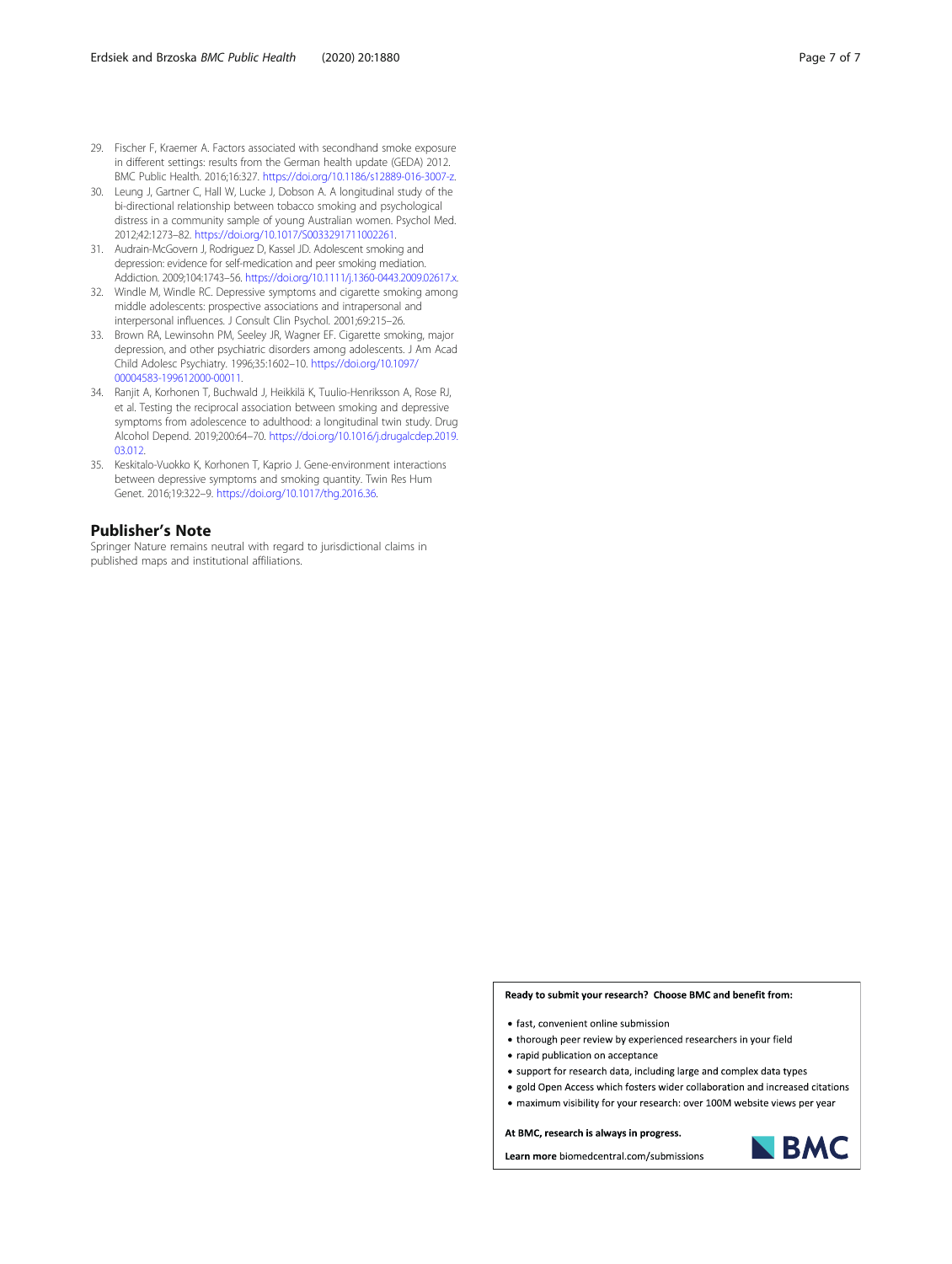29. Fischer F, Kraemer A. Factors associated with secondhand smoke exposure in different settings: results from the German health update (GEDA) 2012. BMC Public Health. 2016;16:327. https://doi.org/10.1186/s12889-016-3007-z.
30. Leung J, Gartner C, Hall W, Lucke J, Dobson A. A longitudinal study of the bi-directional relationship between tobacco smoking and psychological distress in a community sample of young Australian women. Psychol Med. 2012;42:1273–82. https://doi.org/10.1017/S0033291711002261.
31. Audrain-McGovern J, Rodriguez D, Kassel JD. Adolescent smoking and depression: evidence for self-medication and peer smoking mediation. Addiction. 2009;104:1743–56. https://doi.org/10.1111/j.1360-0443.2009.02617.x.
32. Windle M, Windle RC. Depressive symptoms and cigarette smoking among middle adolescents: prospective associations and intrapersonal and interpersonal influences. J Consult Clin Psychol. 2001;69:215–26.
33. Brown RA, Lewinsohn PM, Seeley JR, Wagner EF. Cigarette smoking, major depression, and other psychiatric disorders among adolescents. J Am Acad Child Adolesc Psychiatry. 1996;35:1602–10. https://doi.org/10.1097/00004583-199612000-00011.
34. Ranjit A, Korhonen T, Buchwald J, Heikkilä K, Tuulio-Henriksson A, Rose RJ, et al. Testing the reciprocal association between smoking and depressive symptoms from adolescence to adulthood: a longitudinal twin study. Drug Alcohol Depend. 2019;200:64–70. https://doi.org/10.1016/j.drugalcdep.2019.03.012.
35. Keskitalo-Vuokko K, Korhonen T, Kaprio J. Gene-environment interactions between depressive symptoms and smoking quantity. Twin Res Hum Genet. 2016;19:322–9. https://doi.org/10.1017/thg.2016.36.

## Publisher's Note

Springer Nature remains neutral with regard to jurisdictional claims in published maps and institutional affiliations.

**Ready to submit your research? Choose BMC and benefit from:**

- fast, convenient online submission
- thorough peer review by experienced researchers in your field
- rapid publication on acceptance
- support for research data, including large and complex data types
- gold Open Access which fosters wider collaboration and increased citations
- maximum visibility for your research: over 100M website views per year

**At BMC, research is always in progress.**

**Learn more** biomedcentral.com/submissions

BMC